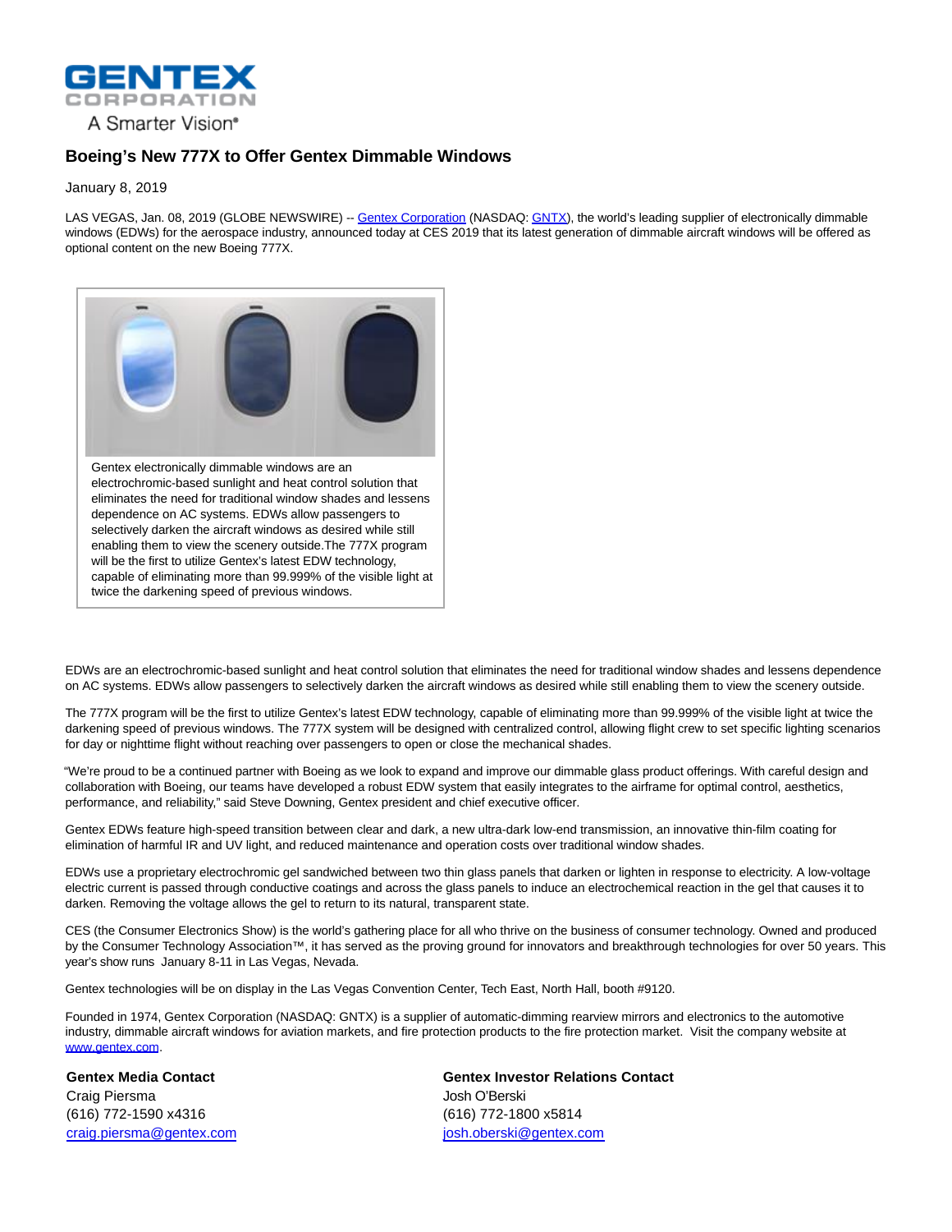GENTEX CORPORATION

A Smarter Vision®

# Boeing's New 777X to Offer Gentex Dimmable Windows

January 8, 2019

LAS VEGAS, Jan. 08, 2019 (GLOBE NEWSWIRE) -- Gentex Corporation (NASDAQ: GNTX), the world's leading supplier of electronically dimmable windows (EDWs) for the aerospace industry, announced today at CES 2019 that its latest generation of dimmable aircraft windows will be offered as optional content on the new Boeing 777X.

Gentex electronically dimmable windows are an electrochromic-based sunlight and heat control solution that eliminates the need for traditional window shades and lessens dependence on AC systems. EDWs allow passengers to selectively darken the aircraft windows as desired while still enabling them to view the scenery outside.The 777X program will be the first to utilize Gentex's latest EDW technology, capable of eliminating more than 99.999% of the visible light at twice the darkening speed of previous windows.

EDWs are an electrochromic-based sunlight and heat control solution that eliminates the need for traditional window shades and lessens dependence on AC systems. EDWs allow passengers to selectively darken the aircraft windows as desired while still enabling them to view the scenery outside.

The 777X program will be the first to utilize Gentex's latest EDW technology, capable of eliminating more than 99.999% of the visible light at twice the darkening speed of previous windows. The 777X system will be designed with centralized control, allowing flight crew to set specific lighting scenarios for day or nighttime flight without reaching over passengers to open or close the mechanical shades.

"We're proud to be a continued partner with Boeing as we look to expand and improve our dimmable glass product offerings. With careful design and collaboration with Boeing, our teams have developed a robust EDW system that easily integrates to the airframe for optimal control, aesthetics, performance, and reliability," said Steve Downing, Gentex president and chief executive officer.

Gentex EDWs feature high-speed transition between clear and dark, a new ultra-dark low-end transmission, an innovative thin-film coating for elimination of harmful IR and UV light, and reduced maintenance and operation costs over traditional window shades.

EDWs use a proprietary electrochromic gel sandwiched between two thin glass panels that darken or lighten in response to electricity. A low-voltage electric current is passed through conductive coatings and across the glass panels to induce an electrochemical reaction in the gel that causes it to darken. Removing the voltage allows the gel to return to its natural, transparent state.

CES (the Consumer Electronics Show) is the world's gathering place for all who thrive on the business of consumer technology. Owned and produced by the Consumer Technology Association™, it has served as the proving ground for innovators and breakthrough technologies for over 50 years. This year's show runs January 8-11 in Las Vegas, Nevada.

Gentex technologies will be on display in the Las Vegas Convention Center, Tech East, North Hall, booth #9120.

Founded in 1974, Gentex Corporation (NASDAQ: GNTX) is a supplier of automatic-dimming rearview mirrors and electronics to the automotive industry, dimmable aircraft windows for aviation markets, and fire protection products to the fire protection market. Visit the company website at www.gentex.com.

**Gentex Media Contact**
Craig Piersma
(616) 772-1590 x4316
craig.piersma@gentex.com

**Gentex Investor Relations Contact**
Josh O'Berski
(616) 772-1800 x5814
josh.oberski@gentex.com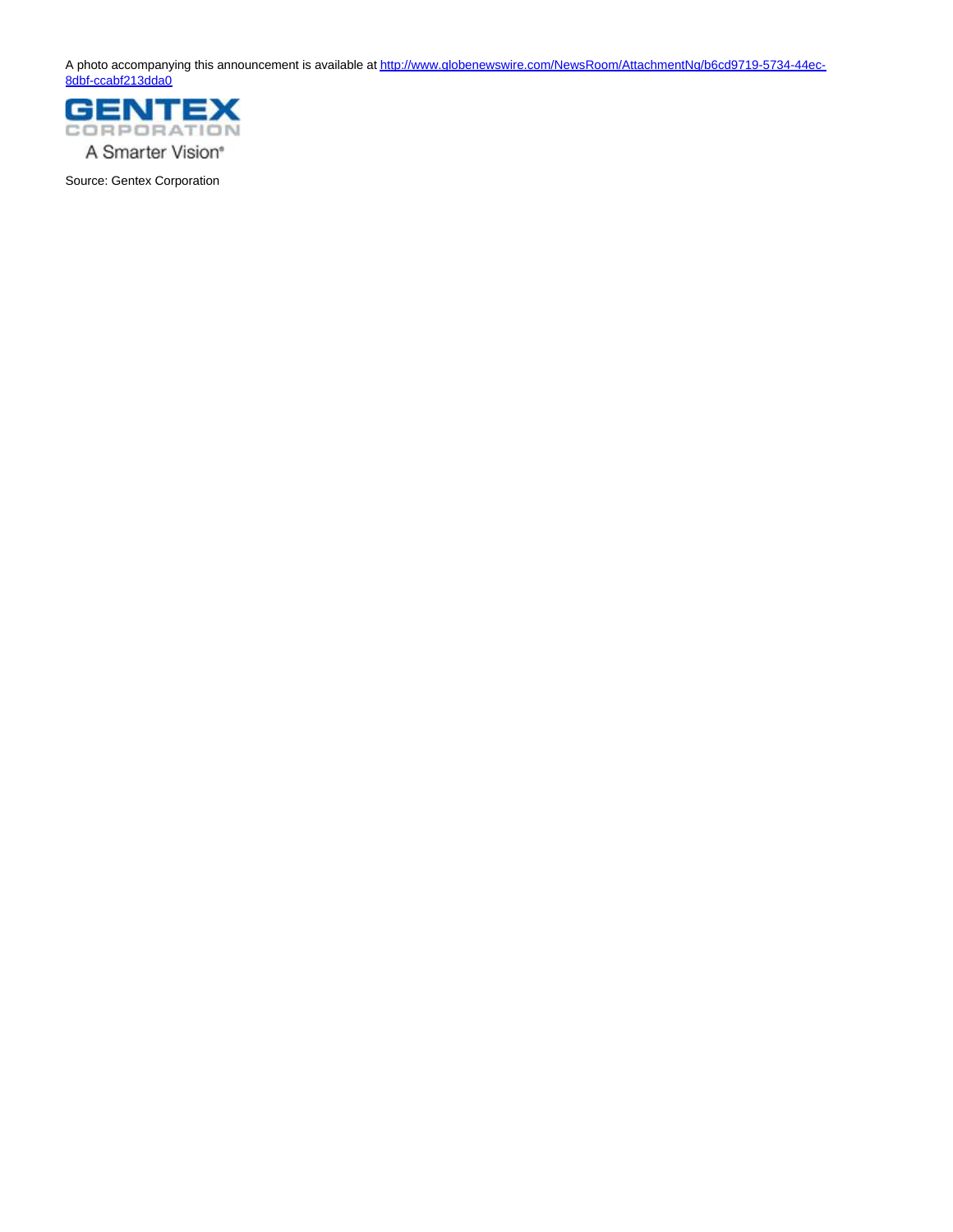A photo accompanying this announcement is available at [http://www.globenewswire.com/NewsRoom/AttachmentNg/b6cd9719-5734-44ec-8dbf-ccabf213dda0](http://www.globenewswire.com/NewsRoom/AttachmentNg/b6cd9719-5734-44ec-8dbf-ccabf213dda0)

GENTEX CORPORATION

A Smarter Vision®

Source: Gentex Corporation